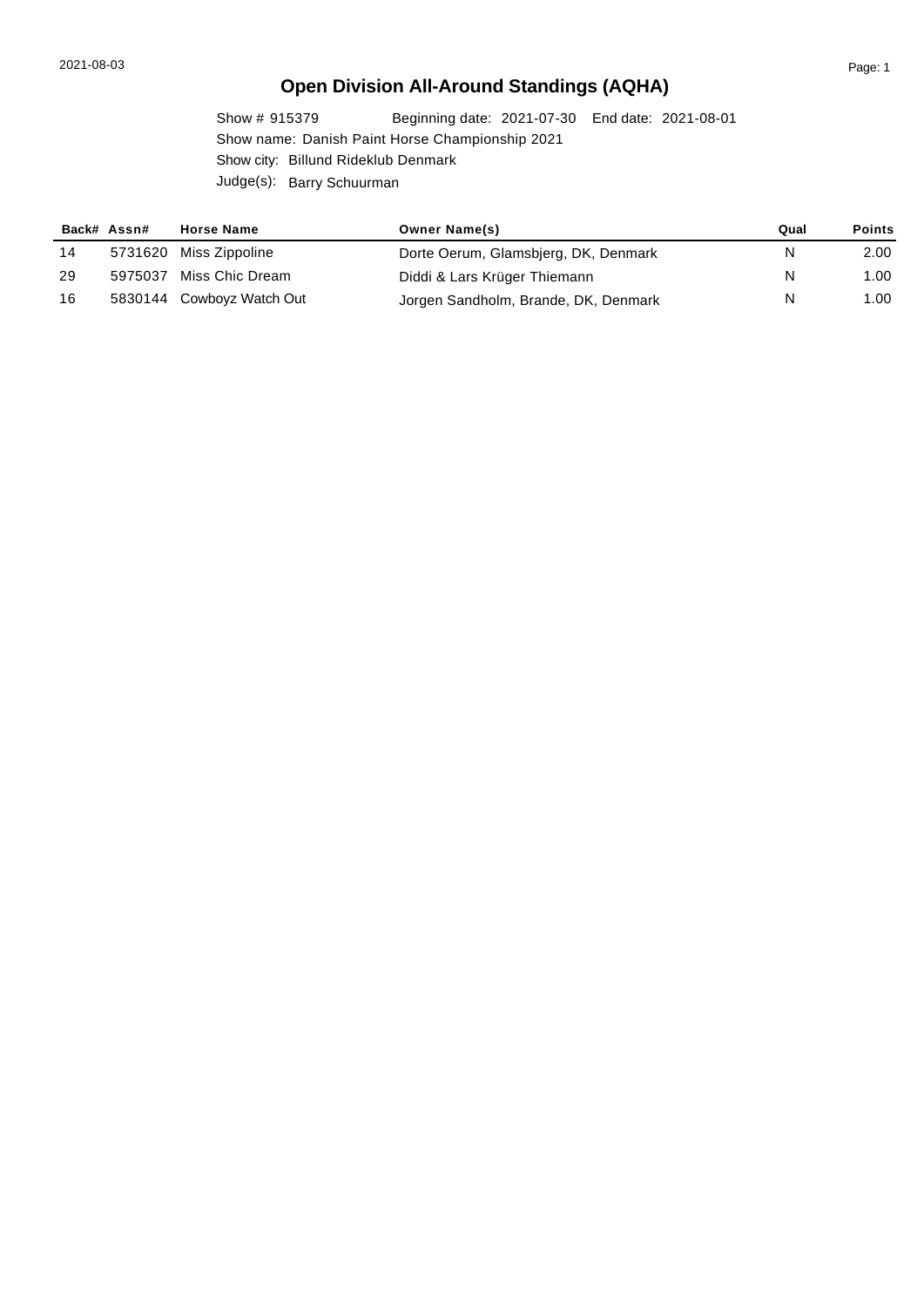# Open Division All-Around Standings (AQHA)

Show # 915379 Beginning date: 2021-07-30 End date: 2021-08-01

Show name: Danish Paint Horse Championship 2021

Show city: Billund Rideklub Denmark

Judge(s): Barry Schuurman

| Back# | Assn# | Horse Name | Owner Name(s) | Qual | Points |
|---|---|---|---|---|---|
| 14 | 5731620 | Miss Zippoline | Dorte Oerum, Glamsbjerg, DK, Denmark | N | 2.00 |
| 29 | 5975037 | Miss Chic Dream | Diddi & Lars Krüger Thiemann | N | 1.00 |
| 16 | 5830144 | Cowboyz Watch Out | Jorgen Sandholm, Brande, DK, Denmark | N | 1.00 |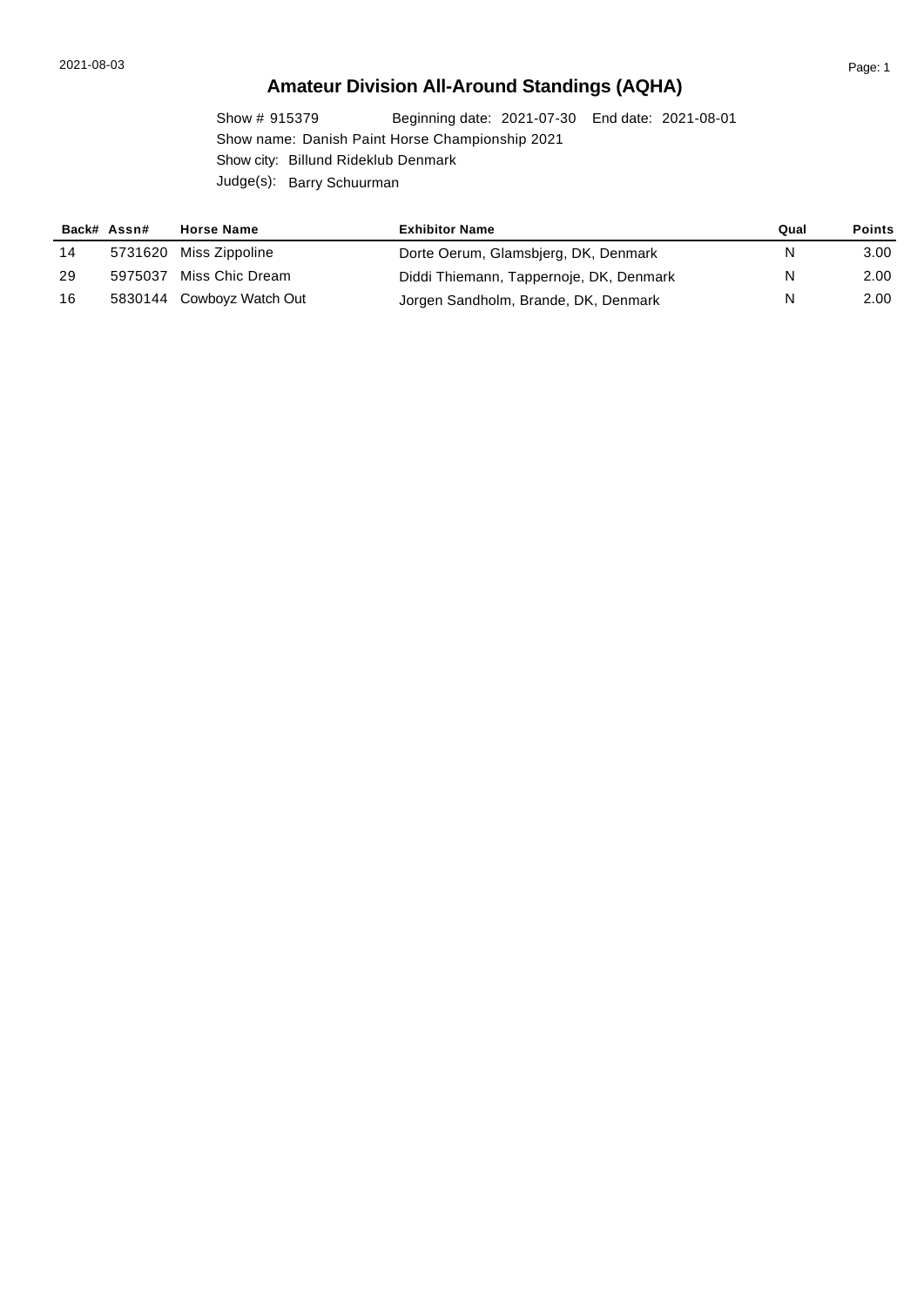# Amateur Division All-Around Standings (AQHA)

Show # 915379 Beginning date: 2021-07-30 End date: 2021-08-01

Show name: Danish Paint Horse Championship 2021

Show city: Billund Rideklub Denmark

Judge(s): Barry Schuurman

| Back# | Assn# | Horse Name | Exhibitor Name | Qual | Points |
|---|---|---|---|---|---|
| 14 | 5731620 | Miss Zippoline | Dorte Oerum, Glamsbjerg, DK, Denmark | N | 3.00 |
| 29 | 5975037 | Miss Chic Dream | Diddi Thiemann, Tappernoje, DK, Denmark | N | 2.00 |
| 16 | 5830144 | Cowboyz Watch Out | Jorgen Sandholm, Brande, DK, Denmark | N | 2.00 |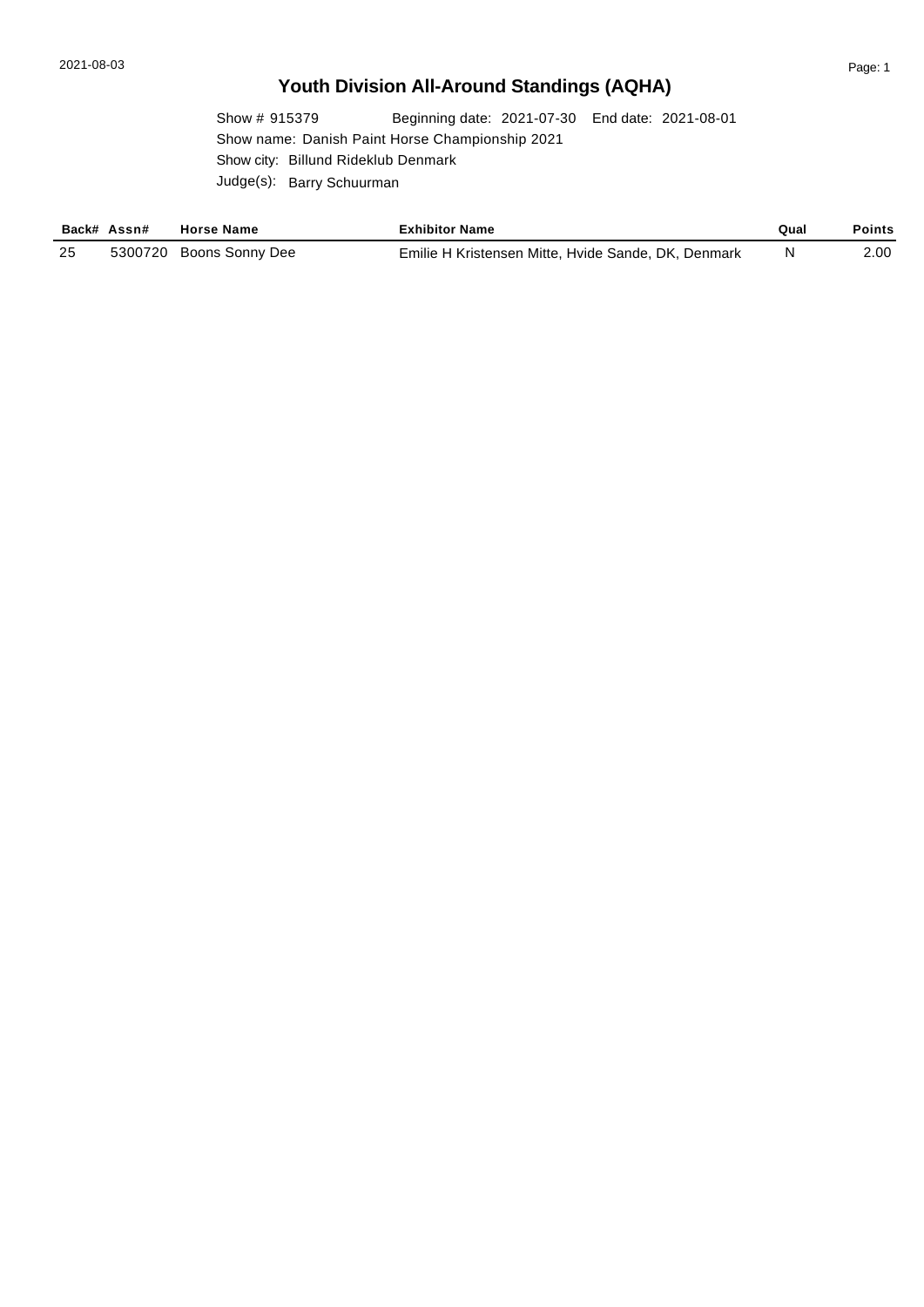# Youth Division All-Around Standings (AQHA)

Show # 915379 Beginning date: 2021-07-30 End date: 2021-08-01

Show name: Danish Paint Horse Championship 2021

Show city: Billund Rideklub Denmark

Judge(s): Barry Schuurman

| Back# | Assn# | Horse Name | Exhibitor Name | Qual | Points |
|---|---|---|---|---|---|
| 25 | 5300720 | Boons Sonny Dee | Emilie H Kristensen Mitte, Hvide Sande, DK, Denmark | N | 2.00 |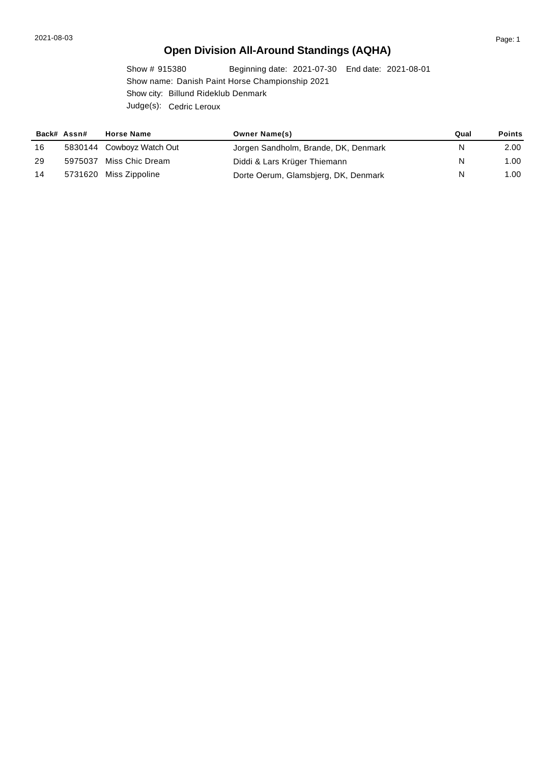# Open Division All-Around Standings (AQHA)

Show # 915380 Beginning date: 2021-07-30 End date: 2021-08-01

Show name: Danish Paint Horse Championship 2021

Show city: Billund Rideklub Denmark

Judge(s): Cedric Leroux

| Back# | Assn# | Horse Name | Owner Name(s) | Qual | Points |
|---|---|---|---|---|---|
| 16 | 5830144 | Cowboyz Watch Out | Jorgen Sandholm, Brande, DK, Denmark | N | 2.00 |
| 29 | 5975037 | Miss Chic Dream | Diddi & Lars Krüger Thiemann | N | 1.00 |
| 14 | 5731620 | Miss Zippoline | Dorte Oerum, Glamsbjerg, DK, Denmark | N | 1.00 |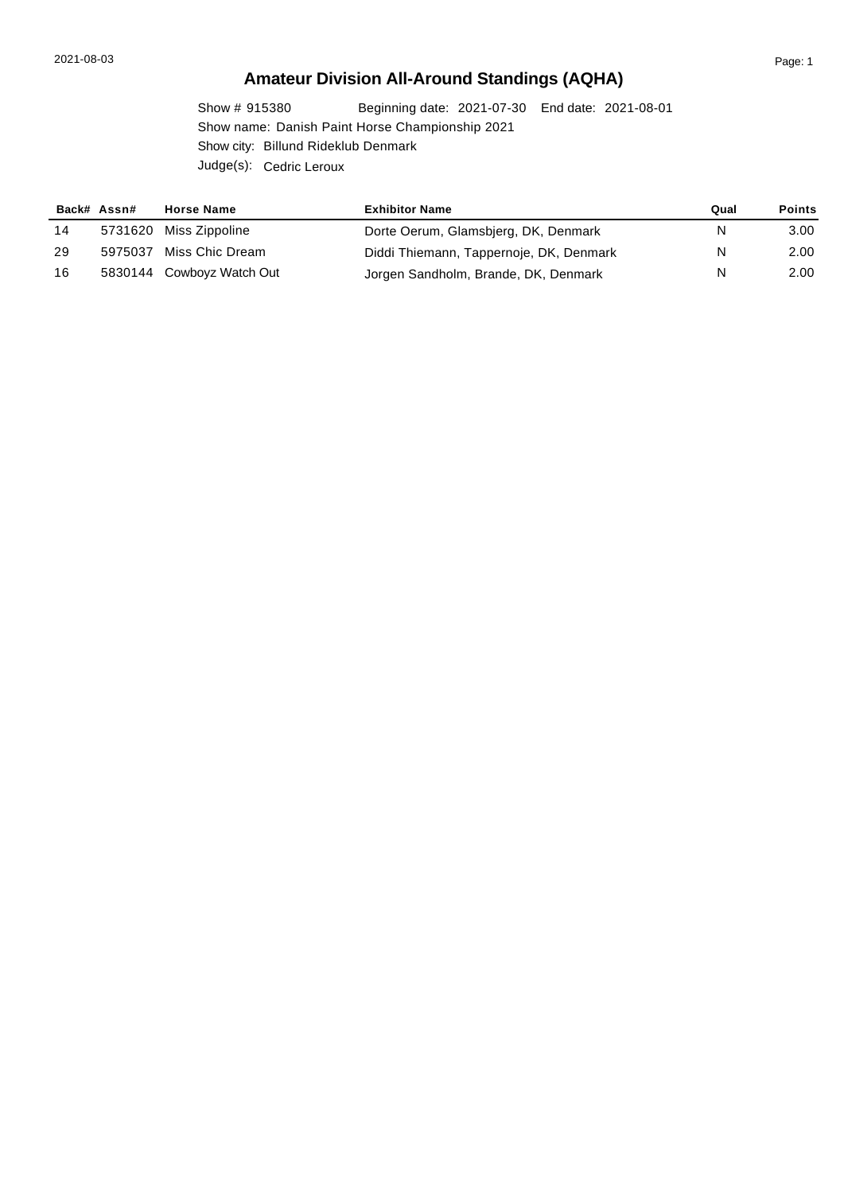# Amateur Division All-Around Standings (AQHA)

Show # 915380 Beginning date: 2021-07-30 End date: 2021-08-01
Show name: Danish Paint Horse Championship 2021
Show city: Billund Rideklub Denmark
Judge(s): Cedric Leroux

| Back# | Assn# | Horse Name | Exhibitor Name | Qual | Points |
|---|---|---|---|---|---|
| 14 | 5731620 | Miss Zippoline | Dorte Oerum, Glamsbjerg, DK, Denmark | N | 3.00 |
| 29 | 5975037 | Miss Chic Dream | Diddi Thiemann, Tappernoje, DK, Denmark | N | 2.00 |
| 16 | 5830144 | Cowboyz Watch Out | Jorgen Sandholm, Brande, DK, Denmark | N | 2.00 |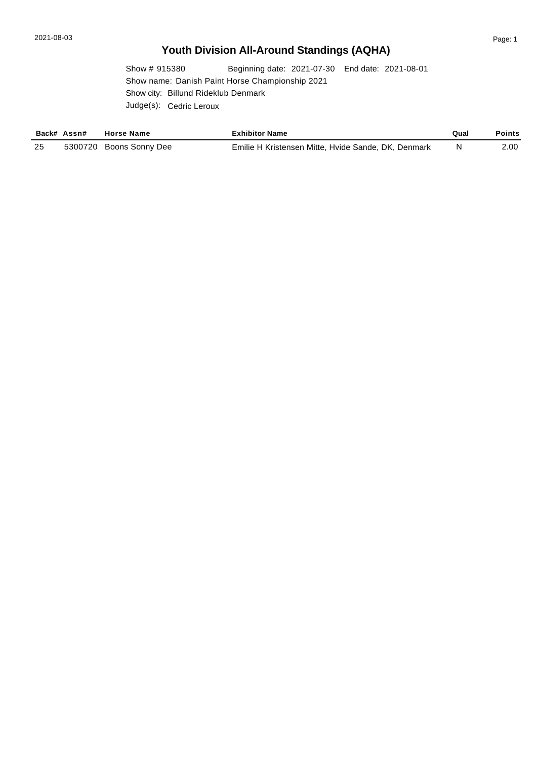# Youth Division All-Around Standings (AQHA)

Show # 915380 Beginning date: 2021-07-30 End date: 2021-08-01
Show name: Danish Paint Horse Championship 2021
Show city: Billund Rideklub Denmark
Judge(s): Cedric Leroux

| Back# | Assn# | Horse Name | Exhibitor Name | Qual | Points |
|---|---|---|---|---|---|
| 25 | 5300720 | Boons Sonny Dee | Emilie H Kristensen Mitte, Hvide Sande, DK, Denmark | N | 2.00 |